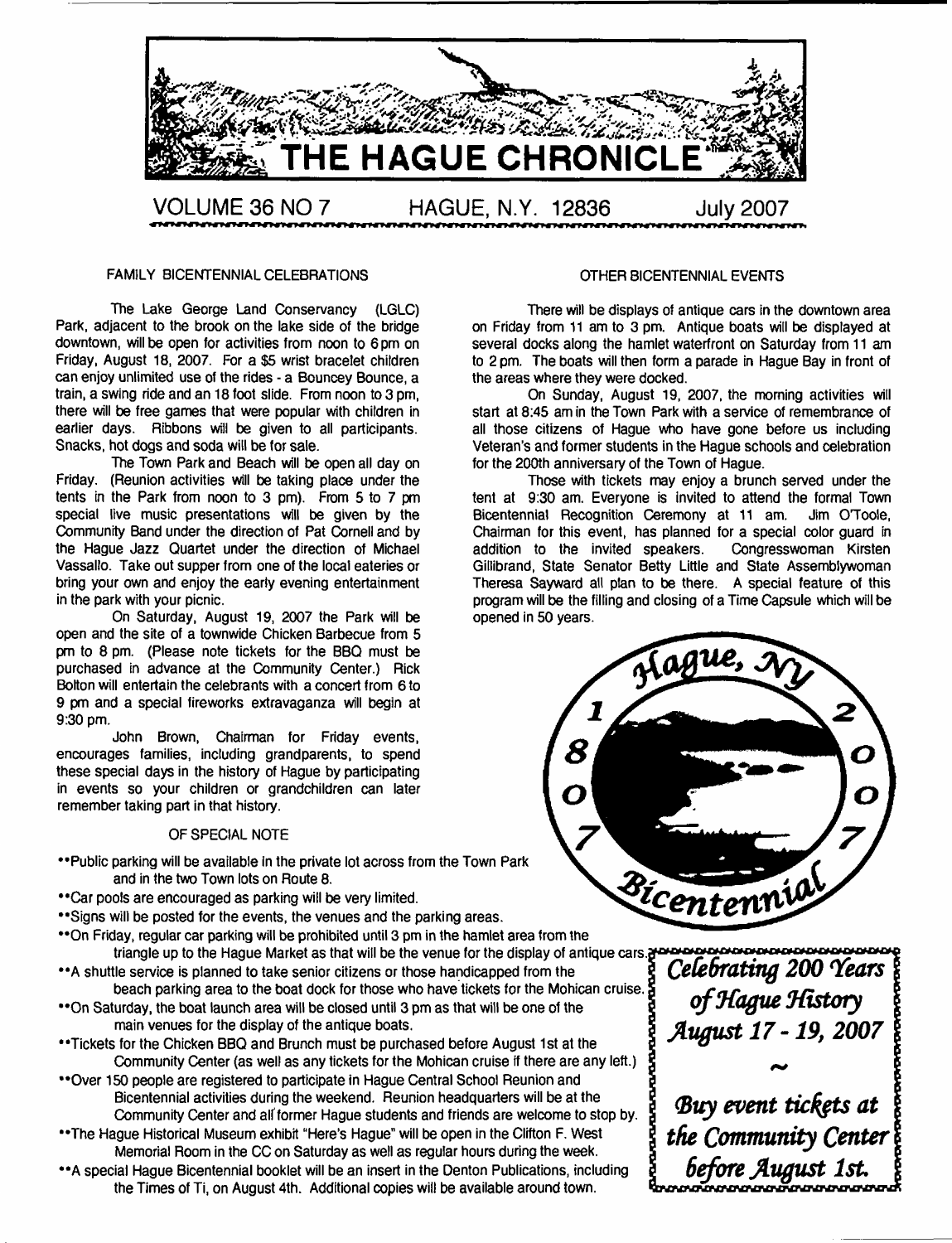# THE HAGUE CHRONICLE

VOLUME 36 NO 7 HAGUE, N.Y. 12836 July 2007

## FAMILY BICENTENNIAL CELEBRATIONS

The Lake George Land Conservancy (LGLC) Park, adjacent to the brook on the lake side of the bridge downtown, will be open for activities from noon to 6 pm on Friday, August 18, 2007. For a $5 wrist bracelet children can enjoy unlimited use of the rides - a Bouncey Bounce, a train, a swing ride and an 18 foot slide. From noon to 3 pm, there will be free games that were popular with children in earlier days. Ribbons will be given to all participants. Snacks, hot dogs and soda will be for sale.

The Town Park and Beach will be open all day on Friday. (Reunion activities will be taking place under the tents in the Park from noon to 3 pm). From 5 to 7 pm special live music presentations will be given by the Community Band under the direction of Pat Cornell and by the Hague Jazz Quartet under the direction of Michael Vassallo. Take out supper from one of the local eateries or bring your own and enjoy the early evening entertainment in the park with your picnic.

On Saturday, August 19, 2007 the Park will be open and the site of a townwide Chicken Barbecue from 5 pm to 8 pm. (Please note tickets for the BBQ must be purchased in advance at the Community Center.) Rick Bolton will entertain the celebrants with a concert from 6 to 9 pm and a special fireworks extravaganza will begin at 9:30 pm.

John Brown, Chairman for Friday events, encourages families, including grandparents, to spend these special days in the history of Hague by participating in events so your children or grandchildren can later remember taking part in that history.

## OTHER BICENTENNIAL EVENTS

There will be displays of antique cars in the downtown area on Friday from 11 am to 3 pm. Antique boats will be displayed at several docks along the hamlet waterfront on Saturday from 11 am to 2 pm. The boats will then form a parade in Hague Bay in front of the areas where they were docked.

On Sunday, August 19, 2007, the morning activities will start at 8:45 am in the Town Park with a service of remembrance of all those citizens of Hague who have gone before us including Veteran's and former students in the Hague schools and celebration for the 200th anniversary of the Town of Hague.

Those with tickets may enjoy a brunch served under the tent at 9:30 am. Everyone is invited to attend the formal Town Bicentennial Recognition Ceremony at 11 am. Jim O'Toole, Chairman for this event, has planned for a special color guard in addition to the invited speakers. Congresswoman Kirsten Gillibrand, State Senator Betty Little and State Assemblywoman Theresa Sayward all plan to be there. A special feature of this program will be the filling and closing of a Time Capsule which will be opened in 50 years.

Hague, NY 1807 Bicentennial 2007

## OF SPECIAL NOTE

- **Public parking will be available in the private lot across from the Town Park and in the two Town lots on Route 8.
- **Car pools are encouraged as parking will be very limited.
- **Signs will be posted for the events, the venues and the parking areas.
- **On Friday, regular car parking will be prohibited until 3 pm in the hamlet area from the triangle up to the Hague Market as that will be the venue for the display of antique cars.
- **A shuttle service is planned to take senior citizens or those handicapped from the beach parking area to the boat dock for those who have tickets for the Mohican cruise.
- **On Saturday, the boat launch area will be closed until 3 pm as that will be one of the main venues for the display of the antique boats.
- **Tickets for the Chicken BBQ and Brunch must be purchased before August 1st at the Community Center (as well as any tickets for the Mohican cruise if there are any left.)
- **Over 150 people are registered to participate in Hague Central School Reunion and Bicentennial activities during the weekend. Reunion headquarters will be at the Community Center and all former Hague students and friends are welcome to stop by.
- **The Hague Historical Museum exhibit "Here's Hague" will be open in the Clifton F. West Memorial Room in the CC on Saturday as well as regular hours during the week.
- **A special Hague Bicentennial booklet will be an insert in the Denton Publications, including the Times of Ti, on August 4th. Additional copies will be available around town.

*Celebrating 200 Years of Hague History*
*August 17 - 19, 2007*

~

*Buy event tickets at the Community Center before August 1st.*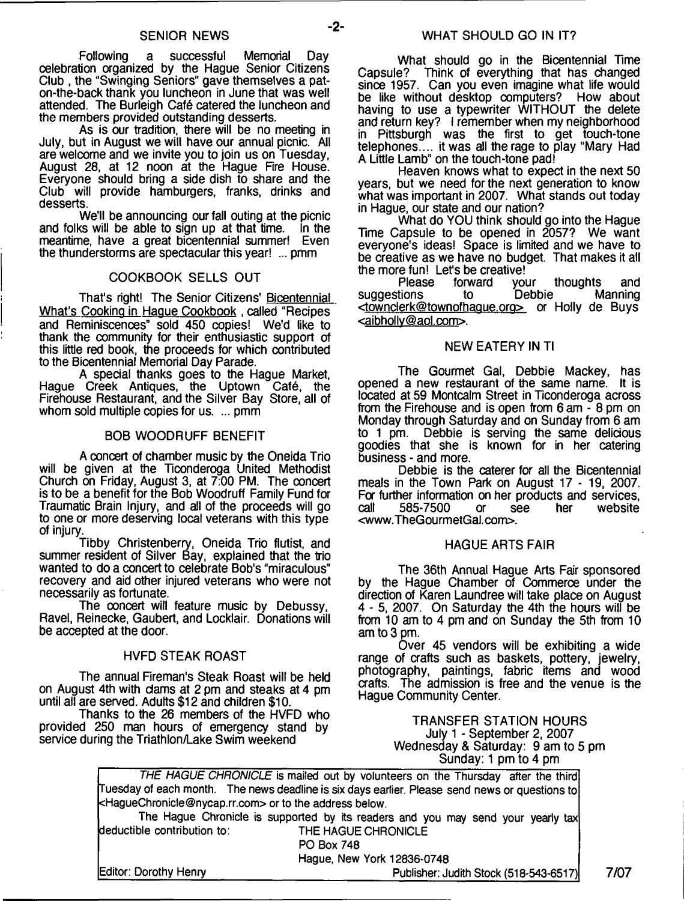## SENIOR NEWS

Following a successful Memorial Day celebration organized by the Hague Senior Citizens Club , the "Swinging Seniors" gave themselves a pat-on-the-back thank you luncheon in June that was well attended. The Burleigh Café catered the luncheon and the members provided outstanding desserts.

As is our tradition, there will be no meeting in July, but in August we will have our annual picnic. All are welcome and we invite you to join us on Tuesday, August 28, at 12 noon at the Hague Fire House. Everyone should bring a side dish to share and the Club will provide hamburgers, franks, drinks and desserts.

We'll be announcing our fall outing at the picnic and folks will be able to sign up at that time. In the meantime, have a great bicentennial summer! Even the thunderstorms are spectacular this year! ... pmm

## COOKBOOK SELLS OUT

That's right! The Senior Citizens' Bicentennial What's Cooking in Hague Cookbook , called "Recipes and Reminiscences" sold 450 copies! We'd like to thank the community for their enthusiastic support of this little red book, the proceeds for which contributed to the Bicentennial Memorial Day Parade.

A special thanks goes to the Hague Market, Hague Creek Antiques, the Uptown Café, the Firehouse Restaurant, and the Silver Bay Store, all of whom sold multiple copies for us. ... pmm

## BOB WOODRUFF BENEFIT

A concert of chamber music by the Oneida Trio will be given at the Ticonderoga United Methodist Church on Friday, August 3, at 7:00 PM. The concert is to be a benefit for the Bob Woodruff Family Fund for Traumatic Brain Injury, and all of the proceeds will go to one or more deserving local veterans with this type of injury.

Tibby Christenberry, Oneida Trio flutist, and summer resident of Silver Bay, explained that the trio wanted to do a concert to celebrate Bob's "miraculous" recovery and aid other injured veterans who were not necessarily as fortunate.

The concert will feature music by Debussy, Ravel, Reinecke, Gaubert, and Locklair. Donations will be accepted at the door.

## HVFD STEAK ROAST

The annual Fireman's Steak Roast will be held on August 4th with clams at 2 pm and steaks at 4 pm until all are served. Adults $12 and children $10.

Thanks to the 26 members of the HVFD who provided 250 man hours of emergency stand by service during the Triathlon/Lake Swim weekend

## WHAT SHOULD GO IN IT?

What should go in the Bicentennial Time Capsule? Think of everything that has changed since 1957. Can you even imagine what life would be like without desktop computers? How about having to use a typewriter WITHOUT the delete and return key? I remember when my neighborhood in Pittsburgh was the first to get touch-tone telephones.... it was all the rage to play "Mary Had A Little Lamb" on the touch-tone pad!

Heaven knows what to expect in the next 50 years, but we need for the next generation to know what was important in 2007. What stands out today in Hague, our state and our nation?

What do YOU think should go into the Hague Time Capsule to be opened in 2057? We want everyone's ideas! Space is limited and we have to be creative as we have no budget. That makes it all the more fun! Let's be creative!

Please forward your thoughts and suggestions to Debbie Manning <townclerk@townofhague.org> or Holly de Buys <aibholly@aol.com>.

## NEW EATERY IN TI

The Gourmet Gal, Debbie Mackey, has opened a new restaurant of the same name. It is located at 59 Montcalm Street in Ticonderoga across from the Firehouse and is open from 6 am - 8 pm on Monday through Saturday and on Sunday from 6 am to 1 pm. Debbie is serving the same delicious goodies that she is known for in her catering business - and more.

Debbie is the caterer for all the Bicentennial meals in the Town Park on August 17 - 19, 2007. For further information on her products and services, call 585-7500 or see her website <www.TheGourmetGal.com>.

## HAGUE ARTS FAIR

The 36th Annual Hague Arts Fair sponsored by the Hague Chamber of Commerce under the direction of Karen Laundree will take place on August 4 - 5, 2007. On Saturday the 4th the hours will be from 10 am to 4 pm and on Sunday the 5th from 10 am to 3 pm.

Over 45 vendors will be exhibiting a wide range of crafts such as baskets, pottery, jewelry, photography, paintings, fabric items and wood crafts. The admission is free and the venue is the Hague Community Center.

**TRANSFER STATION HOURS**
July 1 - September 2, 2007
Wednesday & Saturday: 9 am to 5 pm
Sunday: 1 pm to 4 pm

*THE HAGUE CHRONICLE* is mailed out by volunteers on the Thursday after the third Tuesday of each month. The news deadline is six days earlier. Please send news or questions to <HagueChronicle@nycap.rr.com> or to the address below.

The Hague Chronicle is supported by its readers and you may send your yearly tax deductible contribution to: THE HAGUE CHRONICLE
PO Box 748
Hague, New York 12836-0748

Editor: Dorothy Henry — Publisher: Judith Stock (518-543-6517)

7/07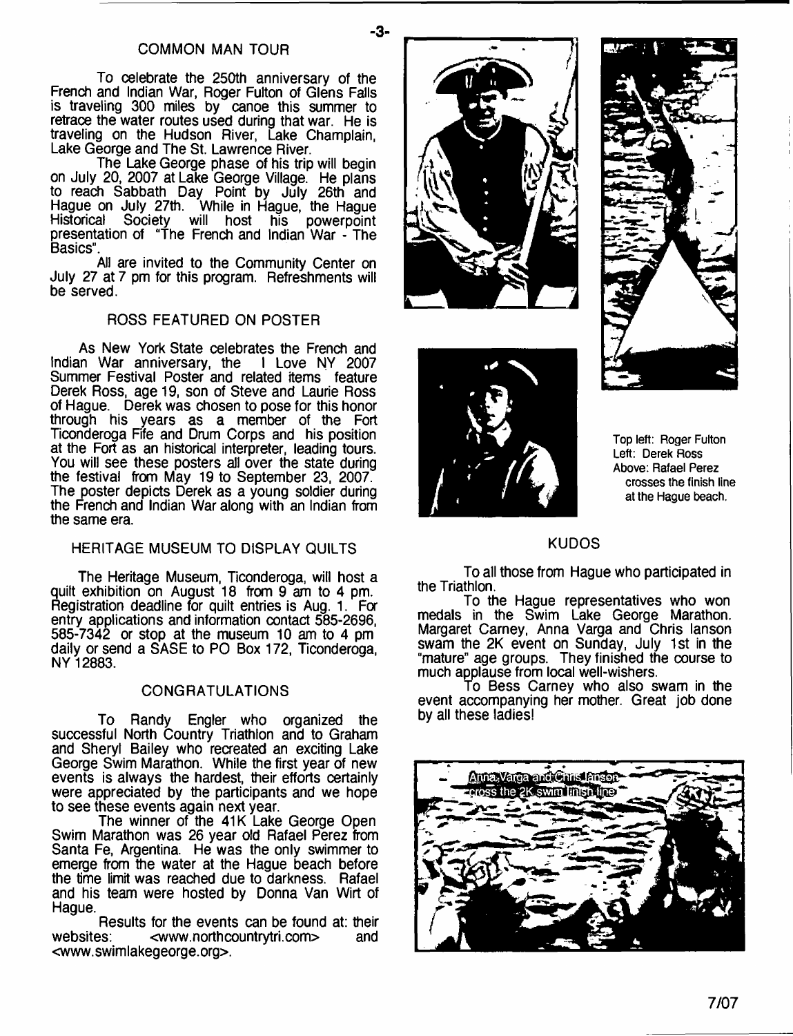## COMMON MAN TOUR

To celebrate the 250th anniversary of the French and Indian War, Roger Fulton of Glens Falls is traveling 300 miles by canoe this summer to retrace the water routes used during that war. He is traveling on the Hudson River, Lake Champlain, Lake George and The St. Lawrence River.

The Lake George phase of his trip will begin on July 20, 2007 at Lake George Village. He plans to reach Sabbath Day Point by July 26th and Hague on July 27th. While in Hague, the Hague Historical Society will host his powerpoint presentation of "The French and Indian War - The Basics".

All are invited to the Community Center on July 27 at 7 pm for this program. Refreshments will be served.

## ROSS FEATURED ON POSTER

As New York State celebrates the French and Indian War anniversary, the I Love NY 2007 Summer Festival Poster and related items feature Derek Ross, age 19, son of Steve and Laurie Ross of Hague. Derek was chosen to pose for this honor through his years as a member of the Fort Ticonderoga Fife and Drum Corps and his position at the Fort as an historical interpreter, leading tours. You will see these posters all over the state during the festival from May 19 to September 23, 2007. The poster depicts Derek as a young soldier during the French and Indian War along with an Indian from the same era.

## HERITAGE MUSEUM TO DISPLAY QUILTS

The Heritage Museum, Ticonderoga, will host a quilt exhibition on August 18 from 9 am to 4 pm. Registration deadline for quilt entries is Aug. 1. For entry applications and information contact 585-2696, 585-7342 or stop at the museum 10 am to 4 pm daily or send a SASE to PO Box 172, Ticonderoga, NY 12883.

## CONGRATULATIONS

To Randy Engler who organized the successful North Country Triathlon and to Graham and Sheryl Bailey who recreated an exciting Lake George Swim Marathon. While the first year of new events is always the hardest, their efforts certainly were appreciated by the participants and we hope to see these events again next year.

The winner of the 41K Lake George Open Swim Marathon was 26 year old Rafael Perez from Santa Fe, Argentina. He was the only swimmer to emerge from the water at the Hague beach before the time limit was reached due to darkness. Rafael and his team were hosted by Donna Van Wirt of Hague.

Results for the events can be found at: their websites: <www.northcountrytri.com> and <www.swimlakegeorge.org>.

Top left: Roger Fulton
Left: Derek Ross
Above: Rafael Perez crosses the finish line at the Hague beach.

## KUDOS

To all those from Hague who participated in the Triathlon.

To the Hague representatives who won medals in the Swim Lake George Marathon. Margaret Carney, Anna Varga and Chris Ianson swam the 2K event on Sunday, July 1st in the "mature" age groups. They finished the course to much applause from local well-wishers.

To Bess Carney who also swam in the event accompanying her mother. Great job done by all these ladies!

Anna Varga and Chris Ianson cross the 2K swim finish line

7/07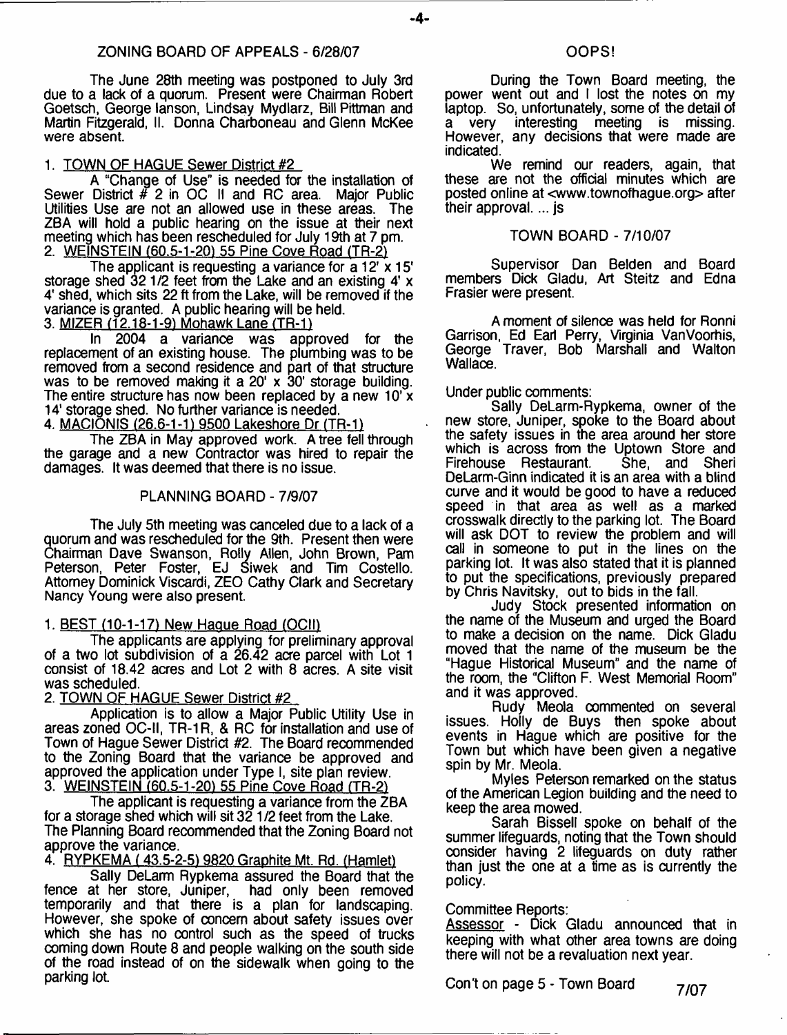## ZONING BOARD OF APPEALS - 6/28/07

The June 28th meeting was postponed to July 3rd due to a lack of a quorum. Present were Chairman Robert Goetsch, George Ianson, Lindsay Mydlarz, Bill Pittman and Martin Fitzgerald, II. Donna Charboneau and Glenn McKee were absent.

1. TOWN OF HAGUE Sewer District #2

A "Change of Use" is needed for the installation of Sewer District # 2 in OC II and RC area. Major Public Utilities Use are not an allowed use in these areas. The ZBA will hold a public hearing on the issue at their next meeting which has been rescheduled for July 19th at 7 pm.

2. WEINSTEIN (60.5-1-20) 55 Pine Cove Road (TR-2)

The applicant is requesting a variance for a 12' x 15' storage shed 32 1/2 feet from the Lake and an existing 4' x 4' shed, which sits 22 ft from the Lake, will be removed if the variance is granted. A public hearing will be held.

3. MIZER (12.18-1-9) Mohawk Lane (TR-1)

In 2004 a variance was approved for the replacement of an existing house. The plumbing was to be removed from a second residence and part of that structure was to be removed making it a 20' x 30' storage building. The entire structure has now been replaced by a new 10' x 14' storage shed. No further variance is needed.

4. MACIONIS (26.6-1-1) 9500 Lakeshore Dr (TR-1)

The ZBA in May approved work. A tree fell through the garage and a new Contractor was hired to repair the damages. It was deemed that there is no issue.

## PLANNING BOARD - 7/9/07

The July 5th meeting was canceled due to a lack of a quorum and was rescheduled for the 9th. Present then were Chairman Dave Swanson, Rolly Allen, John Brown, Pam Peterson, Peter Foster, EJ Siwek and Tim Costello. Attorney Dominick Viscardi, ZEO Cathy Clark and Secretary Nancy Young were also present.

1. BEST (10-1-17) New Hague Road (OCII)

The applicants are applying for preliminary approval of a two lot subdivision of a 26.42 acre parcel with Lot 1 consist of 18.42 acres and Lot 2 with 8 acres. A site visit was scheduled.

2. TOWN OF HAGUE Sewer District #2

Application is to allow a Major Public Utility Use in areas zoned OC-II, TR-1R, & RC for installation and use of Town of Hague Sewer District #2. The Board recommended to the Zoning Board that the variance be approved and approved the application under Type I, site plan review.

3. WEINSTEIN (60.5-1-20) 55 Pine Cove Road (TR-2)

The applicant is requesting a variance from the ZBA for a storage shed which will sit 32 1/2 feet from the Lake. The Planning Board recommended that the Zoning Board not approve the variance.

4. RYPKEMA ( 43.5-2-5) 9820 Graphite Mt. Rd. (Hamlet)

Sally DeLarm Rypkema assured the Board that the fence at her store, Juniper, had only been removed temporarily and that there is a plan for landscaping. However, she spoke of concern about safety issues over which she has no control such as the speed of trucks coming down Route 8 and people walking on the south side of the road instead of on the sidewalk when going to the parking lot.

## OOPS!

During the Town Board meeting, the power went out and I lost the notes on my laptop. So, unfortunately, some of the detail of a very interesting meeting is missing. However, any decisions that were made are indicated.

We remind our readers, again, that these are not the official minutes which are posted online at <www.townofhague.org> after their approval. ... js

## TOWN BOARD - 7/10/07

Supervisor Dan Belden and Board members Dick Gladu, Art Steitz and Edna Frasier were present.

A moment of silence was held for Ronni Garrison, Ed Earl Perry, Virginia VanVoorhis, George Traver, Bob Marshall and Walton Wallace.

Under public comments:

Sally DeLarm-Rypkema, owner of the new store, Juniper, spoke to the Board about the safety issues in the area around her store which is across from the Uptown Store and Firehouse Restaurant. She, and Sheri DeLarm-Ginn indicated it is an area with a blind curve and it would be good to have a reduced speed in that area as well as a marked crosswalk directly to the parking lot. The Board will ask DOT to review the problem and will call in someone to put in the lines on the parking lot. It was also stated that it is planned to put the specifications, previously prepared by Chris Navitsky, out to bids in the fall.

Judy Stock presented information on the name of the Museum and urged the Board to make a decision on the name. Dick Gladu moved that the name of the museum be the "Hague Historical Museum" and the name of the room, the "Clifton F. West Memorial Room" and it was approved.

Rudy Meola commented on several issues. Holly de Buys then spoke about events in Hague which are positive for the Town but which have been given a negative spin by Mr. Meola.

Myles Peterson remarked on the status of the American Legion building and the need to keep the area mowed.

Sarah Bissell spoke on behalf of the summer lifeguards, noting that the Town should consider having 2 lifeguards on duty rather than just the one at a time as is currently the policy.

Committee Reports:

Assessor - Dick Gladu announced that in keeping with what other area towns are doing there will not be a revaluation next year.

Con't on page 5 - Town Board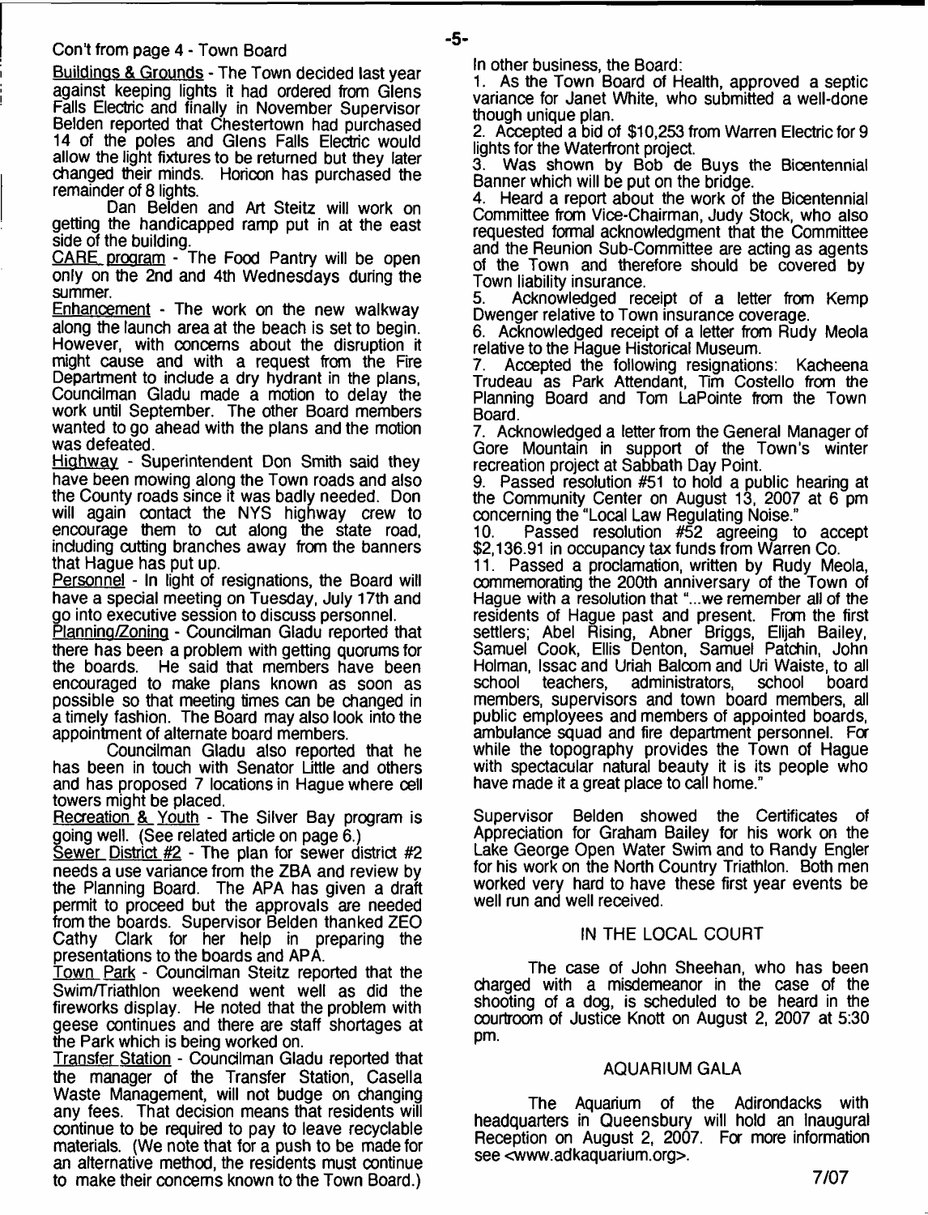Con't from page 4 - Town Board

Buildings & Grounds - The Town decided last year against keeping lights it had ordered from Glens Falls Electric and finally in November Supervisor Belden reported that Chestertown had purchased 14 of the poles and Glens Falls Electric would allow the light fixtures to be returned but they later changed their minds. Horicon has purchased the remainder of 8 lights.

Dan Belden and Art Steitz will work on getting the handicapped ramp put in at the east side of the building.

CARE program - The Food Pantry will be open only on the 2nd and 4th Wednesdays during the summer.

Enhancement - The work on the new walkway along the launch area at the beach is set to begin. However, with concerns about the disruption it might cause and with a request from the Fire Department to include a dry hydrant in the plans, Councilman Gladu made a motion to delay the work until September. The other Board members wanted to go ahead with the plans and the motion was defeated.

Highway - Superintendent Don Smith said they have been mowing along the Town roads and also the County roads since it was badly needed. Don will again contact the NYS highway crew to encourage them to cut along the state road, including cutting branches away from the banners that Hague has put up.

Personnel - In light of resignations, the Board will have a special meeting on Tuesday, July 17th and go into executive session to discuss personnel.

Planning/Zoning - Councilman Gladu reported that there has been a problem with getting quorums for the boards. He said that members have been encouraged to make plans known as soon as possible so that meeting times can be changed in a timely fashion. The Board may also look into the appointment of alternate board members.

Councilman Gladu also reported that he has been in touch with Senator Little and others and has proposed 7 locations in Hague where cell towers might be placed.

Recreation & Youth - The Silver Bay program is going well. (See related article on page 6.)

Sewer District #2 - The plan for sewer district #2 needs a use variance from the ZBA and review by the Planning Board. The APA has given a draft permit to proceed but the approvals are needed from the boards. Supervisor Belden thanked ZEO Cathy Clark for her help in preparing the presentations to the boards and APA.

Town Park - Councilman Steitz reported that the Swim/Triathlon weekend went well as did the fireworks display. He noted that the problem with geese continues and there are staff shortages at the Park which is being worked on.

Transfer Station - Councilman Gladu reported that the manager of the Transfer Station, Casella Waste Management, will not budge on changing any fees. That decision means that residents will continue to be required to pay to leave recyclable materials. (We note that for a push to be made for an alternative method, the residents must continue to make their concerns known to the Town Board.)

In other business, the Board:

1. As the Town Board of Health, approved a septic variance for Janet White, who submitted a well-done though unique plan.
2. Accepted a bid of $10,253 from Warren Electric for 9 lights for the Waterfront project.
3. Was shown by Bob de Buys the Bicentennial Banner which will be put on the bridge.
4. Heard a report about the work of the Bicentennial Committee from Vice-Chairman, Judy Stock, who also requested formal acknowledgment that the Committee and the Reunion Sub-Committee are acting as agents of the Town and therefore should be covered by Town liability insurance.
5. Acknowledged receipt of a letter from Kemp Dwenger relative to Town insurance coverage.
6. Acknowledged receipt of a letter from Rudy Meola relative to the Hague Historical Museum.
7. Accepted the following resignations: Kacheena Trudeau as Park Attendant, Tim Costello from the Planning Board and Tom LaPointe from the Town Board.
7. Acknowledged a letter from the General Manager of Gore Mountain in support of the Town's winter recreation project at Sabbath Day Point.
9. Passed resolution #51 to hold a public hearing at the Community Center on August 13, 2007 at 6 pm concerning the "Local Law Regulating Noise."
10. Passed resolution #52 agreeing to accept $2,136.91 in occupancy tax funds from Warren Co.
11. Passed a proclamation, written by Rudy Meola, commemorating the 200th anniversary of the Town of Hague with a resolution that "...we remember all of the residents of Hague past and present. From the first settlers; Abel Rising, Abner Briggs, Elijah Bailey, Samuel Cook, Ellis Denton, Samuel Patchin, John Holman, Issac and Uriah Balcom and Uri Waiste, to all school teachers, administrators, school board members, supervisors and town board members, all public employees and members of appointed boards, ambulance squad and fire department personnel. For while the topography provides the Town of Hague with spectacular natural beauty it is its people who have made it a great place to call home."

Supervisor Belden showed the Certificates of Appreciation for Graham Bailey for his work on the Lake George Open Water Swim and to Randy Engler for his work on the North Country Triathlon. Both men worked very hard to have these first year events be well run and well received.

## IN THE LOCAL COURT

The case of John Sheehan, who has been charged with a misdemeanor in the case of the shooting of a dog, is scheduled to be heard in the courtroom of Justice Knott on August 2, 2007 at 5:30 pm.

## AQUARIUM GALA

The Aquarium of the Adirondacks with headquarters in Queensbury will hold an Inaugural Reception on August 2, 2007. For more information see <www.adkaquarium.org>.

7/07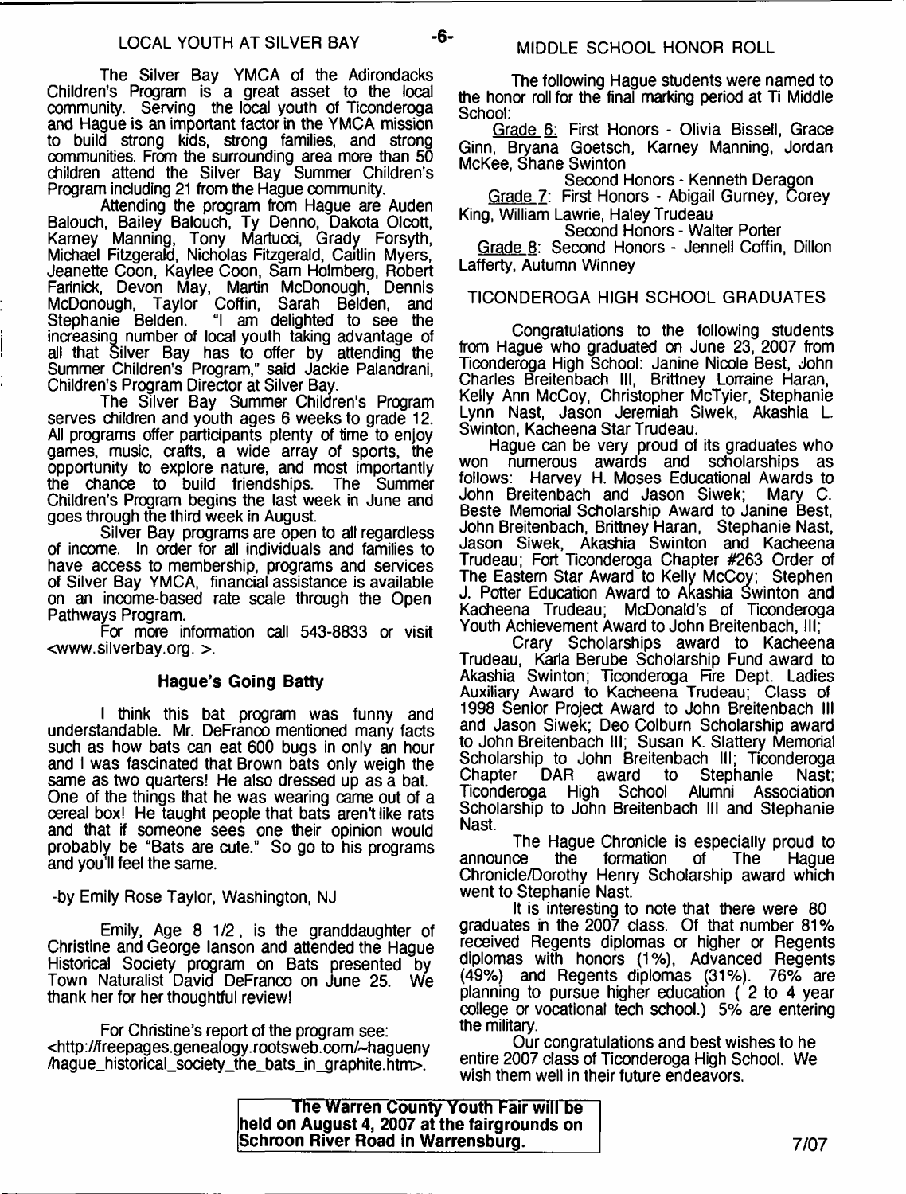## LOCAL YOUTH AT SILVER BAY

The Silver Bay YMCA of the Adirondacks Children's Program is a great asset to the local community. Serving the local youth of Ticonderoga and Hague is an important factor in the YMCA mission to build strong kids, strong families, and strong communities. From the surrounding area more than 50 children attend the Silver Bay Summer Children's Program including 21 from the Hague community.

Attending the program from Hague are Auden Balouch, Bailey Balouch, Ty Denno, Dakota Olcott, Karney Manning, Tony Martucci, Grady Forsyth, Michael Fitzgerald, Nicholas Fitzgerald, Caitlin Myers, Jeanette Coon, Kaylee Coon, Sam Holmberg, Robert Farinick, Devon May, Martin McDonough, Dennis McDonough, Taylor Coffin, Sarah Belden, and Stephanie Belden. "I am delighted to see the increasing number of local youth taking advantage of all that Silver Bay has to offer by attending the Summer Children's Program," said Jackie Palandrani, Children's Program Director at Silver Bay.

The Silver Bay Summer Children's Program serves children and youth ages 6 weeks to grade 12. All programs offer participants plenty of time to enjoy games, music, crafts, a wide array of sports, the opportunity to explore nature, and most importantly the chance to build friendships. The Summer Children's Program begins the last week in June and goes through the third week in August.

Silver Bay programs are open to all regardless of income. In order for all individuals and families to have access to membership, programs and services of Silver Bay YMCA, financial assistance is available on an income-based rate scale through the Open Pathways Program.

For more information call 543-8833 or visit <www.silverbay.org. >.

### Hague's Going Batty

I think this bat program was funny and understandable. Mr. DeFranco mentioned many facts such as how bats can eat 600 bugs in only an hour and I was fascinated that Brown bats only weigh the same as two quarters! He also dressed up as a bat. One of the things that he was wearing came out of a cereal box! He taught people that bats aren't like rats and that if someone sees one their opinion would probably be "Bats are cute." So go to his programs and you'll feel the same.

-by Emily Rose Taylor, Washington, NJ

Emily, Age 8 1/2, is the granddaughter of Christine and George Ianson and attended the Hague Historical Society program on Bats presented by Town Naturalist David DeFranco on June 25. We thank her for her thoughtful review!

For Christine's report of the program see: <http://freepages.genealogy.rootsweb.com/~hagueny/hague_historical_society_the_bats_in_graphite.htm>.

## MIDDLE SCHOOL HONOR ROLL

The following Hague students were named to the honor roll for the final marking period at Ti Middle School:

Grade 6: First Honors - Olivia Bissell, Grace Ginn, Bryana Goetsch, Karney Manning, Jordan McKee, Shane Swinton

Second Honors - Kenneth Deragon

Grade 7: First Honors - Abigail Gurney, Corey King, William Lawrie, Haley Trudeau

Second Honors - Walter Porter

Grade 8: Second Honors - Jennell Coffin, Dillon Lafferty, Autumn Winney

## TICONDEROGA HIGH SCHOOL GRADUATES

Congratulations to the following students from Hague who graduated on June 23, 2007 from Ticonderoga High School: Janine Nicole Best, John Charles Breitenbach III, Brittney Lorraine Haran, Kelly Ann McCoy, Christopher McTyier, Stephanie Lynn Nast, Jason Jeremiah Siwek, Akashia L. Swinton, Kacheena Star Trudeau.

Hague can be very proud of its graduates who won numerous awards and scholarships as follows: Harvey H. Moses Educational Awards to John Breitenbach and Jason Siwek; Mary C. Beste Memorial Scholarship Award to Janine Best, John Breitenbach, Brittney Haran, Stephanie Nast, Jason Siwek, Akashia Swinton and Kacheena Trudeau; Fort Ticonderoga Chapter #263 Order of The Eastern Star Award to Kelly McCoy; Stephen J. Potter Education Award to Akashia Swinton and Kacheena Trudeau; McDonald's of Ticonderoga Youth Achievement Award to John Breitenbach, III;

Crary Scholarships award to Kacheena Trudeau, Karla Berube Scholarship Fund award to Akashia Swinton; Ticonderoga Fire Dept. Ladies Auxiliary Award to Kacheena Trudeau; Class of 1998 Senior Project Award to John Breitenbach III and Jason Siwek; Deo Colburn Scholarship award to John Breitenbach III; Susan K. Slattery Memorial Scholarship to John Breitenbach III; Ticonderoga Chapter DAR award to Stephanie Nast; Ticonderoga High School Alumni Association Scholarship to John Breitenbach III and Stephanie Nast.

The Hague Chronicle is especially proud to announce the formation of The Hague Chronicle/Dorothy Henry Scholarship award which went to Stephanie Nast.

It is interesting to note that there were 80 graduates in the 2007 class. Of that number 81% received Regents diplomas or higher or Regents diplomas with honors (1%), Advanced Regents (49%) and Regents diplomas (31%). 76% are planning to pursue higher education ( 2 to 4 year college or vocational tech school.) 5% are entering the military.

Our congratulations and best wishes to he entire 2007 class of Ticonderoga High School. We wish them well in their future endeavors.

**The Warren County Youth Fair will be held on August 4, 2007 at the fairgrounds on Schroon River Road in Warrensburg.**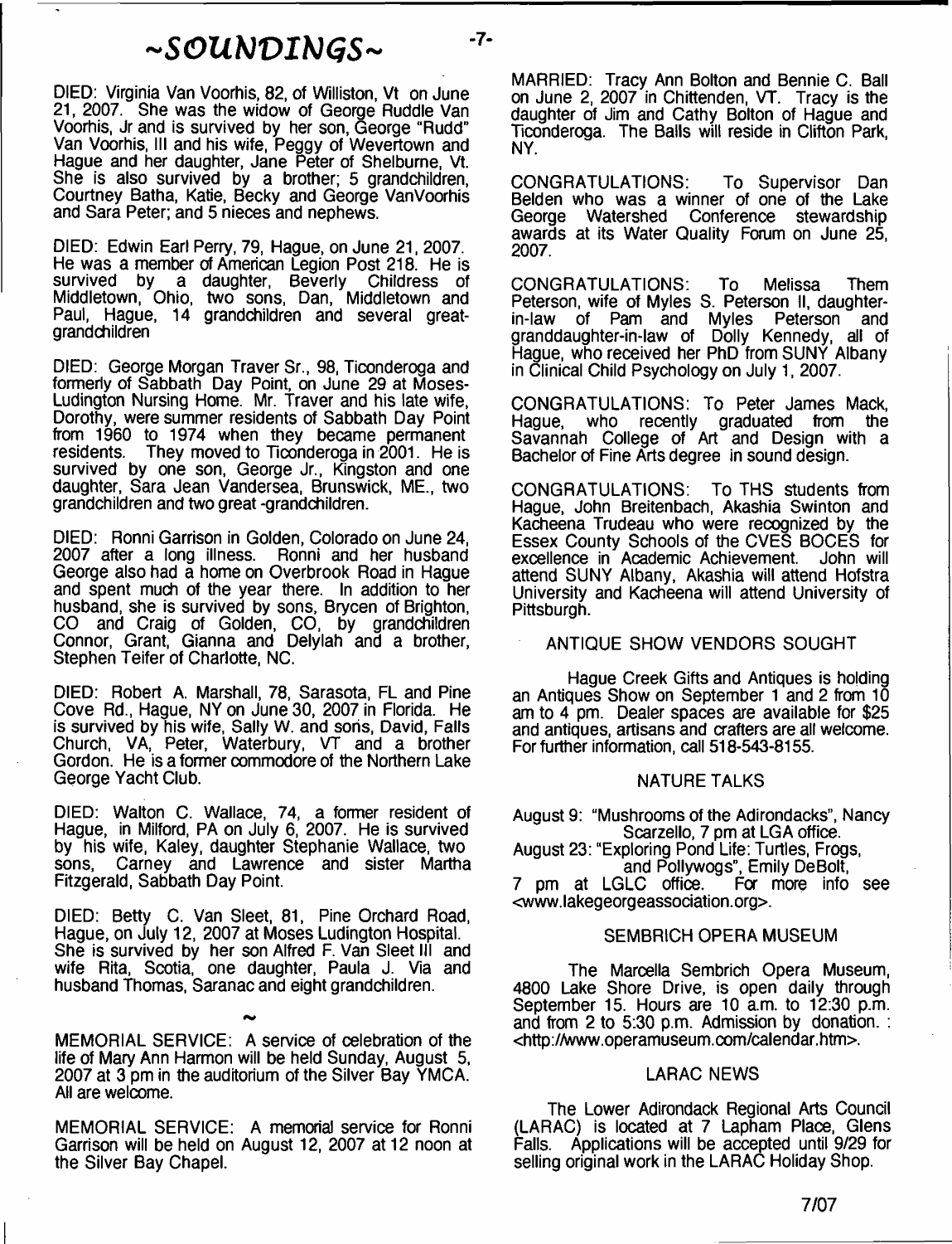# ~SOUNDINGS~

DIED: Virginia Van Voorhis, 82, of Williston, Vt on June 21, 2007. She was the widow of George Ruddle Van Voorhis, Jr and is survived by her son, George "Rudd" Van Voorhis, III and his wife, Peggy of Wevertown and Hague and her daughter, Jane Peter of Shelburne, Vt. She is also survived by a brother; 5 grandchildren, Courtney Batha, Katie, Becky and George VanVoorhis and Sara Peter; and 5 nieces and nephews.

DIED: Edwin Earl Perry, 79, Hague, on June 21, 2007. He was a member of American Legion Post 218. He is survived by a daughter, Beverly Childress of Middletown, Ohio, two sons, Dan, Middletown and Paul, Hague, 14 grandchildren and several great-grandchildren

DIED: George Morgan Traver Sr., 98, Ticonderoga and formerly of Sabbath Day Point, on June 29 at Moses-Ludington Nursing Home. Mr. Traver and his late wife, Dorothy, were summer residents of Sabbath Day Point from 1960 to 1974 when they became permanent residents. They moved to Ticonderoga in 2001. He is survived by one son, George Jr., Kingston and one daughter, Sara Jean Vandersea, Brunswick, ME., two grandchildren and two great -grandchildren.

DIED: Ronni Garrison in Golden, Colorado on June 24, 2007 after a long illness. Ronni and her husband George also had a home on Overbrook Road in Hague and spent much of the year there. In addition to her husband, she is survived by sons, Brycen of Brighton, CO and Craig of Golden, CO, by grandchildren Connor, Grant, Gianna and Delylah and a brother, Stephen Teifer of Charlotte, NC.

DIED: Robert A. Marshall, 78, Sarasota, FL and Pine Cove Rd., Hague, NY on June 30, 2007 in Florida. He is survived by his wife, Sally W. and sons, David, Falls Church, VA, Peter, Waterbury, VT and a brother Gordon. He is a former commodore of the Northern Lake George Yacht Club.

DIED: Walton C. Wallace, 74, a former resident of Hague, in Milford, PA on July 6, 2007. He is survived by his wife, Kaley, daughter Stephanie Wallace, two sons, Carney and Lawrence and sister Martha Fitzgerald, Sabbath Day Point.

DIED: Betty C. Van Sleet, 81, Pine Orchard Road, Hague, on July 12, 2007 at Moses Ludington Hospital. She is survived by her son Alfred F. Van Sleet III and wife Rita, Scotia, one daughter, Paula J. Via and husband Thomas, Saranac and eight grandchildren.

~

MEMORIAL SERVICE: A service of celebration of the life of Mary Ann Harmon will be held Sunday, August 5, 2007 at 3 pm in the auditorium of the Silver Bay YMCA. All are welcome.

MEMORIAL SERVICE: A memorial service for Ronni Garrison will be held on August 12, 2007 at 12 noon at the Silver Bay Chapel.

MARRIED: Tracy Ann Bolton and Bennie C. Ball on June 2, 2007 in Chittenden, VT. Tracy is the daughter of Jim and Cathy Bolton of Hague and Ticonderoga. The Balls will reside in Clifton Park, NY.

CONGRATULATIONS: To Supervisor Dan Belden who was a winner of one of the Lake George Watershed Conference stewardship awards at its Water Quality Forum on June 25, 2007.

CONGRATULATIONS: To Melissa Them Peterson, wife of Myles S. Peterson II, daughter-in-law of Pam and Myles Peterson and granddaughter-in-law of Dolly Kennedy, all of Hague, who received her PhD from SUNY Albany in Clinical Child Psychology on July 1, 2007.

CONGRATULATIONS: To Peter James Mack, Hague, who recently graduated from the Savannah College of Art and Design with a Bachelor of Fine Arts degree in sound design.

CONGRATULATIONS: To THS students from Hague, John Breitenbach, Akashia Swinton and Kacheena Trudeau who were recognized by the Essex County Schools of the CVES BOCES for excellence in Academic Achievement. John will attend SUNY Albany, Akashia will attend Hofstra University and Kacheena will attend University of Pittsburgh.

## ANTIQUE SHOW VENDORS SOUGHT

Hague Creek Gifts and Antiques is holding an Antiques Show on September 1 and 2 from 10 am to 4 pm. Dealer spaces are available for $25 and antiques, artisans and crafters are all welcome. For further information, call 518-543-8155.

## NATURE TALKS

August 9: "Mushrooms of the Adirondacks", Nancy Scarzello, 7 pm at LGA office.
August 23: "Exploring Pond Life: Turtles, Frogs, and Pollywogs", Emily DeBolt, 7 pm at LGLC office. For more info see <www.lakegeorgeassociation.org>.

## SEMBRICH OPERA MUSEUM

The Marcella Sembrich Opera Museum, 4800 Lake Shore Drive, is open daily through September 15. Hours are 10 a.m. to 12:30 p.m. and from 2 to 5:30 p.m. Admission by donation. : <http://www.operamuseum.com/calendar.htm>.

## LARAC NEWS

The Lower Adirondack Regional Arts Council (LARAC) is located at 7 Lapham Place, Glens Falls. Applications will be accepted until 9/29 for selling original work in the LARAC Holiday Shop.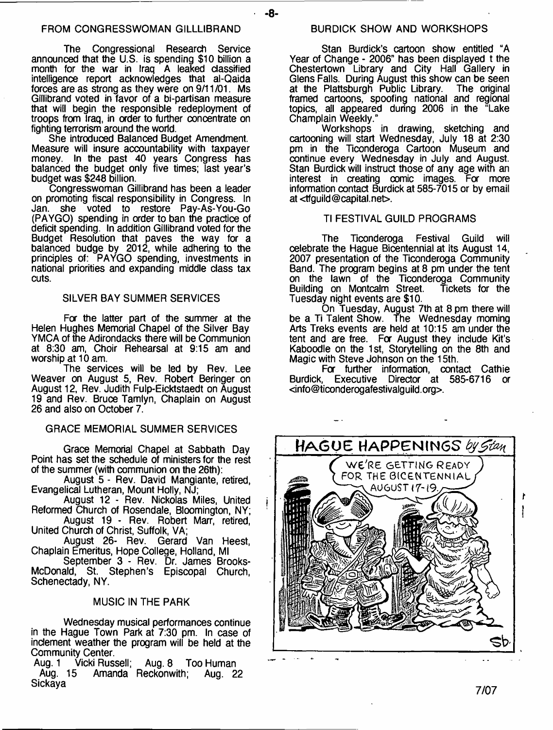## FROM CONGRESSWOMAN GILLLIBRAND

The Congressional Research Service announced that the U.S. is spending $10 billion a month for the war in Iraq A leaked classified intelligence report acknowledges that al-Qaida forces are as strong as they were on 9/11/01. Ms Gillibrand voted in favor of a bi-partisan measure that will begin the responsible redeployment of troops from Iraq, in order to further concentrate on fighting terrorism around the world.

She introduced Balanced Budget Amendment. Measure will insure accountability with taxpayer money. In the past 40 years Congress has balanced the budget only five times; last year's budget was $248 billion.

Congresswoman Gillibrand has been a leader on promoting fiscal responsibility in Congress. In Jan. she voted to restore Pay-As-You-Go (PAYGO) spending in order to ban the practice of deficit spending. In addition Gillibrand voted for the Budget Resolution that paves the way for a balanced budge by 2012, while adhering to the principles of: PAYGO spending, investments in national priorities and expanding middle class tax cuts.

## SILVER BAY SUMMER SERVICES

For the latter part of the summer at the Helen Hughes Memorial Chapel of the Silver Bay YMCA of the Adirondacks there will be Communion at 8:30 am, Choir Rehearsal at 9:15 am and worship at 10 am.

The services will be led by Rev. Lee Weaver on August 5, Rev. Robert Beringer on August 12, Rev. Judith Fulp-Eicktstaedt on August 19 and Rev. Bruce Tamlyn, Chaplain on August 26 and also on October 7.

## GRACE MEMORIAL SUMMER SERVICES

Grace Memorial Chapel at Sabbath Day Point has set the schedule of ministers for the rest of the summer (with communion on the 26th):

August 5 - Rev. David Mangiante, retired, Evangelical Lutheran, Mount Holly, NJ;

August 12 - Rev. Nickolas Miles, United Reformed Church of Rosendale, Bloomington, NY;

August 19 - Rev. Robert Marr, retired, United Church of Christ, Suffolk, VA;

August 26- Rev. Gerard Van Heest, Chaplain Emeritus, Hope College, Holland, MI

September 3 - Rev. Dr. James Brooks-McDonald, St. Stephen's Episcopal Church, Schenectady, NY.

## MUSIC IN THE PARK

Wednesday musical performances continue in the Hague Town Park at 7:30 pm. In case of inclement weather the program will be held at the Community Center.

Aug. 1 Vicki Russell; Aug. 8 Too Human
Aug. 15 Amanda Reckonwith; Aug. 22 Sickaya

## BURDICK SHOW AND WORKSHOPS

Stan Burdick's cartoon show entitled "A Year of Change - 2006" has been displayed t the Chestertown Library and City Hall Gallery in Glens Falls. During August this show can be seen at the Plattsburgh Public Library. The original framed cartoons, spoofing national and regional topics, all appeared during 2006 in the "Lake Champlain Weekly."

Workshops in drawing, sketching and cartooning will start Wednesday, July 18 at 2:30 pm in the Ticonderoga Cartoon Museum and continue every Wednesday in July and August. Stan Burdick will instruct those of any age with an interest in creating comic images. For more information contact Burdick at 585-7015 or by email at <tfguild@capital.net>.

## TI FESTIVAL GUILD PROGRAMS

The Ticonderoga Festival Guild will celebrate the Hague Bicentennial at its August 14, 2007 presentation of the Ticonderoga Community Band. The program begins at 8 pm under the tent on the lawn of the Ticonderoga Community Building on Montcalm Street. Tickets for the Tuesday night events are $10.

On Tuesday, August 7th at 8 pm there will be a Ti Talent Show. The Wednesday morning Arts Treks events are held at 10:15 am under the tent and are free. For August they include Kit's Kaboodle on the 1st, Storytelling on the 8th and Magic with Steve Johnson on the 15th.

For further information, contact Cathie Burdick, Executive Director at 585-6716 or <info@ticonderogafestivalguild.org>.

**HAGUE HAPPENINGS** *by Stan*

WE'RE GETTING READY FOR THE BICENTENNIAL AUGUST 17-19.

Sb.

7/07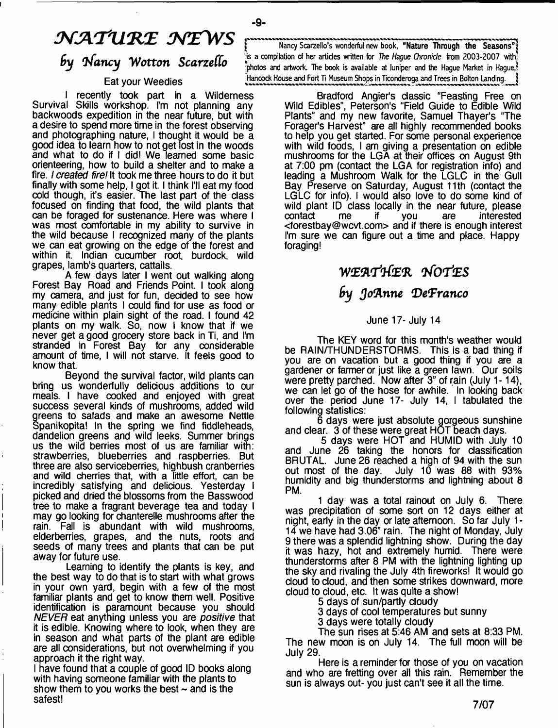# NATURE NEWS

## by Nancy Wotton Scarzello

Nancy Scarzello's wonderful new book, **"Nature Through the Seasons"** is a compilation of her articles written for *The Hague Chronicle* from 2003-2007 with photos and artwork. The book is available at Juniper and the Hague Market in Hague, Hancock House and Fort Ti Museum Shops in Ticonderoga and Trees in Bolton Landing.

### Eat your Weedies

I recently took part in a Wilderness Survival Skills workshop. I'm not planning any backwoods expedition in the near future, but with a desire to spend more time in the forest observing and photographing nature, I thought it would be a good idea to learn how to not get lost in the woods and what to do if I did! We learned some basic orienteering, how to build a shelter and to make a fire. *I created fire!* It took me three hours to do it but finally with some help, I got it. I think I'll eat my food cold though, it's easier. The last part of the class focused on finding that food, the wild plants that can be foraged for sustenance. Here was where I was most comfortable in my ability to survive in the wild because I recognized many of the plants we can eat growing on the edge of the forest and within it. Indian cucumber root, burdock, wild grapes, lamb's quarters, cattails.

A few days later I went out walking along Forest Bay Road and Friends Point. I took along my camera, and just for fun, decided to see how many edible plants I could find for use as food or medicine within plain sight of the road. I found 42 plants on my walk. So, now I know that if we never get a good grocery store back in Ti, and I'm stranded in Forest Bay for any considerable amount of time, I will not starve. It feels good to know that.

Beyond the survival factor, wild plants can bring us wonderfully delicious additions to our meals. I have cooked and enjoyed with great success several kinds of mushrooms, added wild greens to salads and make an awesome Nettle Spanikopita! In the spring we find fiddleheads, dandelion greens and wild leeks. Summer brings us the wild berries most of us are familiar with: strawberries, blueberries and raspberries. But there are also serviceberries, highbush cranberries and wild cherries that, with a little effort, can be incredibly satisfying and delicious. Yesterday I picked and dried the blossoms from the Basswood tree to make a fragrant beverage tea and today I may go looking for chanterelle mushrooms after the rain. Fall is abundant with wild mushrooms, elderberries, grapes, and the nuts, roots and seeds of many trees and plants that can be put away for future use.

Learning to identify the plants is key, and the best way to do that is to start with what grows in your own yard, begin with a few of the most familiar plants and get to know them well. Positive identification is paramount because you should *NEVER* eat anything unless you are *positive* that it is edible. Knowing where to look, when they are in season and what parts of the plant are edible are all considerations, but not overwhelming if you approach it the right way.

I have found that a couple of good ID books along with having someone familiar with the plants to show them to you works the best ~ and is the safest!

Bradford Angier's classic "Feasting Free on Wild Edibles", Peterson's "Field Guide to Edible Wild Plants" and my new favorite, Samuel Thayer's "The Forager's Harvest" are all highly recommended books to help you get started. For some personal experience with wild foods, I am giving a presentation on edible mushrooms for the LGA at their offices on August 9th at 7:00 pm (contact the LGA for registration info) and leading a Mushroom Walk for the LGLC in the Gull Bay Preserve on Saturday, August 11th (contact the LGLC for info). I would also love to do some kind of wild plant ID class locally in the near future, please contact me if you are interested <forestbay@wcvt.com> and if there is enough interest I'm sure we can figure out a time and place. Happy foraging!

# WEATHER NOTES

## by JoAnne DeFranco

June 17- July 14

The KEY word for this month's weather would be RAIN/THUNDERSTORMS. This is a bad thing if you are on vacation but a good thing if you are a gardener or farmer or just like a green lawn. Our soils were pretty parched. Now after 3" of rain (July 1- 14), we can let go of the hose for awhile. In looking back over the period June 17- July 14, I tabulated the following statistics:

6 days were just absolute gorgeous sunshine and clear. 3 of these were great HOT beach days.

5 days were HOT and HUMID with July 10 and June 26 taking the honors for classification BRUTAL. June 26 reached a high of 94 with the sun out most of the day. July 10 was 88 with 93% humidity and big thunderstorms and lightning about 8 PM.

1 day was a total rainout on July 6. There was precipitation of some sort on 12 days either at night, early in the day or late afternoon. So far July 1-14 we have had 3.06" rain. The night of Monday, July 9 there was a splendid lightning show. During the day it was hazy, hot and extremely humid. There were thunderstorms after 8 PM with the lightning lighting up the sky and rivaling the July 4th fireworks! It would go cloud to cloud, and then some strikes downward, more cloud to cloud, etc. It was quite a show!

5 days of sun/partly cloudy

3 days of cool temperatures but sunny

3 days were totally cloudy

The sun rises at 5:46 AM and sets at 8:33 PM. The new moon is on July 14. The full moon will be July 29.

Here is a reminder for those of you on vacation and who are fretting over all this rain. Remember the sun is always out- you just can't see it all the time.

7/07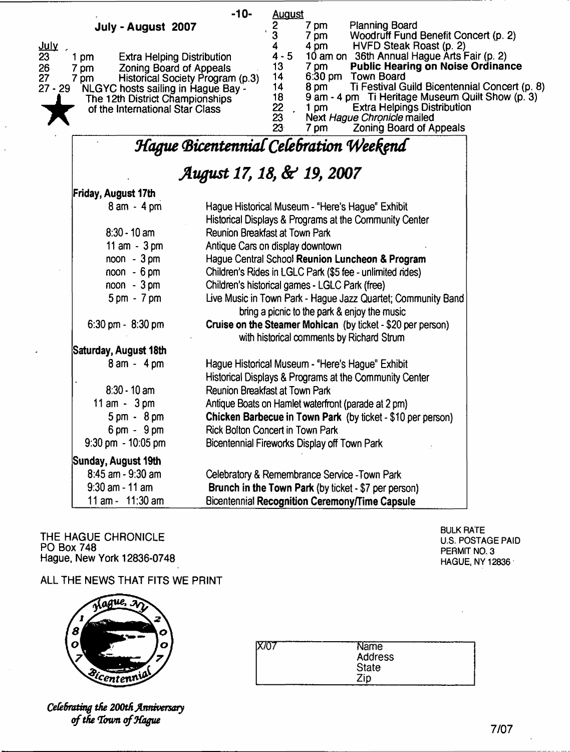## July - August 2007

**July**

| | | |
|---|---|---|
| 23 | 1 pm | Extra Helping Distribution |
| 26 | 7 pm | Zoning Board of Appeals |
| 27 | 7 pm | Historical Society Program (p.3) |
| 27 - 29 | | NLGYC hosts sailing in Hague Bay - The 12th District Championships of the International Star Class |

**August**

| | | |
|---|---|---|
| 2 | 7 pm | Planning Board |
| 3 | 7 pm | Woodruff Fund Benefit Concert (p. 2) |
| 4 | 4 pm | HVFD Steak Roast (p. 2) |
| 4 - 5 | 10 am on | 36th Annual Hague Arts Fair (p. 2) |
| 13 | 7 pm | **Public Hearing on Noise Ordinance** |
| 14 | 6:30 pm | Town Board |
| 14 | 8 pm | Ti Festival Guild Bicentennial Concert (p. 8) |
| 18 | 9 am - 4 pm | Ti Heritage Museum Quilt Show (p. 3) |
| 22 | 1 pm | Extra Helpings Distribution |
| 23 | | Next *Hague Chronicle* mailed |
| 23 | 7 pm | Zoning Board of Appeals |

## *Hague Bicentennial Celebration Weekend*

## *August 17, 18, & 19, 2007*

**Friday, August 17th**

| | |
|---|---|
| 8 am - 4 pm | Hague Historical Museum - "Here's Hague" Exhibit<br>Historical Displays & Programs at the Community Center |
| 8:30 - 10 am | Reunion Breakfast at Town Park |
| 11 am - 3 pm | Antique Cars on display downtown |
| noon - 3 pm | Hague Central School **Reunion Luncheon & Program** |
| noon - 6 pm | Children's Rides in LGLC Park ($5 fee - unlimited rides) |
| noon - 3 pm | Children's historical games - LGLC Park (free) |
| 5 pm - 7 pm | Live Music in Town Park - Hague Jazz Quartet; Community Band<br>bring a picnic to the park & enjoy the music |
| 6:30 pm - 8:30 pm | **Cruise on the Steamer Mohican** (by ticket - $20 per person)<br>with historical comments by Richard Strum |

**Saturday, August 18th**

| | |
|---|---|
| 8 am - 4 pm | Hague Historical Museum - "Here's Hague" Exhibit<br>Historical Displays & Programs at the Community Center |
| 8:30 - 10 am | Reunion Breakfast at Town Park |
| 11 am - 3 pm | Antique Boats on Hamlet waterfront (parade at 2 pm) |
| 5 pm - 8 pm | **Chicken Barbecue in Town Park** (by ticket - $10 per person) |
| 6 pm - 9 pm | Rick Bolton Concert in Town Park |
| 9:30 pm - 10:05 pm | Bicentennial Fireworks Display off Town Park |

**Sunday, August 19th**

| | |
|---|---|
| 8:45 am - 9:30 am | Celebratory & Remembrance Service -Town Park |
| 9:30 am - 11 am | **Brunch in the Town Park** (by ticket - $7 per person) |
| 11 am - 11:30 am | Bicentennial **Recognition Ceremony/Time Capsule** |

THE HAGUE CHRONICLE
PO Box 748
Hague, New York 12836-0748

ALL THE NEWS THAT FITS WE PRINT

Hague, NY 1807 2007 Bicentennial

*Celebrating the 200th Anniversary of the Town of Hague*

BULK RATE
U.S. POSTAGE PAID
PERMIT NO. 3
HAGUE, NY 12836

X/07
Name
Address
State
Zip

7/07